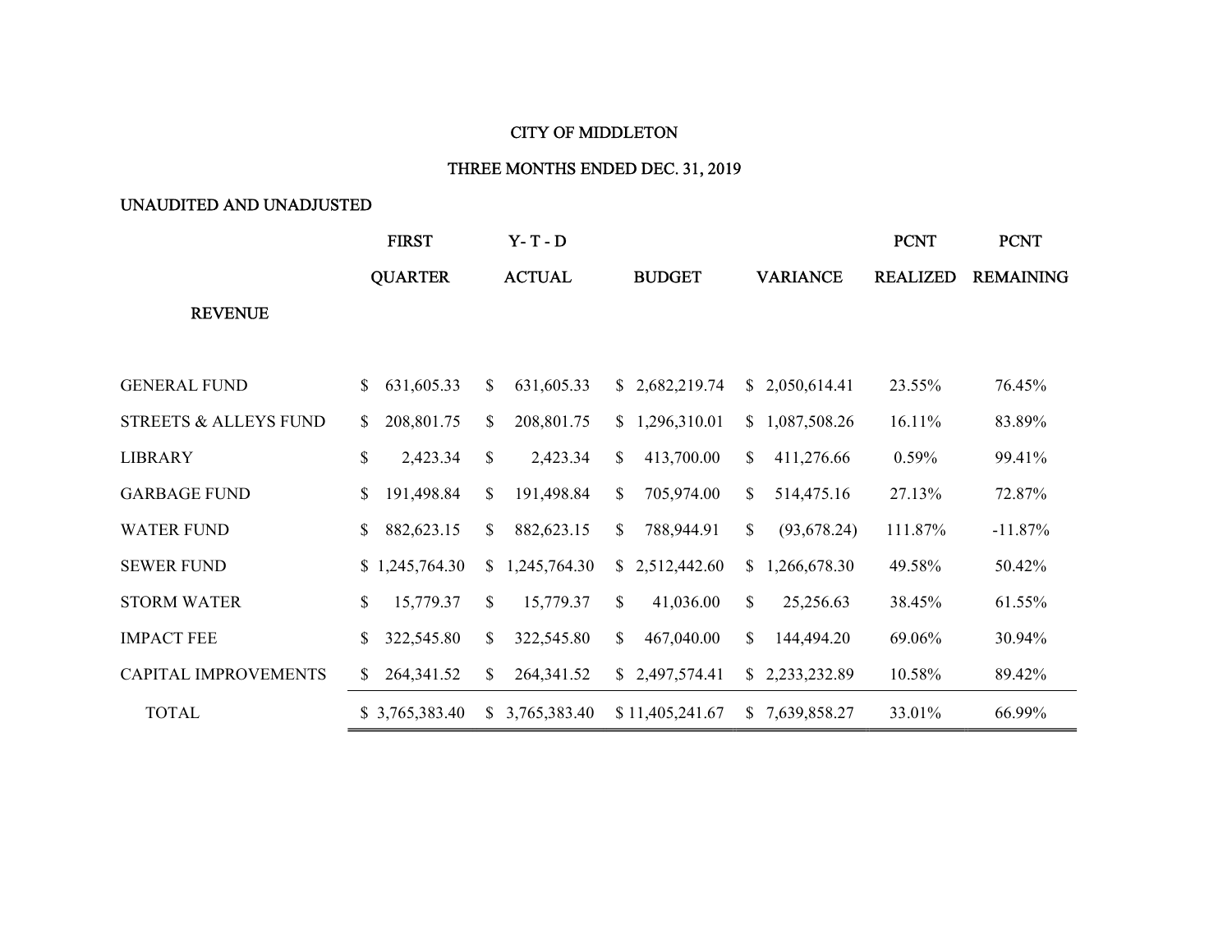CITY OF MIDDLETON

THREE MONTHS ENDED DEC. 31, 2019

UNAUDITED AND UNADJUSTED

| REVENUE | FIRST QUARTER | Y- T - D ACTUAL | BUDGET | VARIANCE | PCNT REALIZED | PCNT REMAINING |
|---|---|---|---|---|---|---|
| GENERAL FUND | $ 631,605.33 | $ 631,605.33 | $ 2,682,219.74 | $ 2,050,614.41 | 23.55% | 76.45% |
| STREETS & ALLEYS FUND | $ 208,801.75 | $ 208,801.75 | $ 1,296,310.01 | $ 1,087,508.26 | 16.11% | 83.89% |
| LIBRARY | $ 2,423.34 | $ 2,423.34 | $ 413,700.00 | $ 411,276.66 | 0.59% | 99.41% |
| GARBAGE FUND | $ 191,498.84 | $ 191,498.84 | $ 705,974.00 | $ 514,475.16 | 27.13% | 72.87% |
| WATER FUND | $ 882,623.15 | $ 882,623.15 | $ 788,944.91 | $ (93,678.24) | 111.87% | -11.87% |
| SEWER FUND | $ 1,245,764.30 | $ 1,245,764.30 | $ 2,512,442.60 | $ 1,266,678.30 | 49.58% | 50.42% |
| STORM WATER | $ 15,779.37 | $ 15,779.37 | $ 41,036.00 | $ 25,256.63 | 38.45% | 61.55% |
| IMPACT FEE | $ 322,545.80 | $ 322,545.80 | $ 467,040.00 | $ 144,494.20 | 69.06% | 30.94% |
| CAPITAL IMPROVEMENTS | $ 264,341.52 | $ 264,341.52 | $ 2,497,574.41 | $ 2,233,232.89 | 10.58% | 89.42% |
| TOTAL | $ 3,765,383.40 | $ 3,765,383.40 | $ 11,405,241.67 | $ 7,639,858.27 | 33.01% | 66.99% |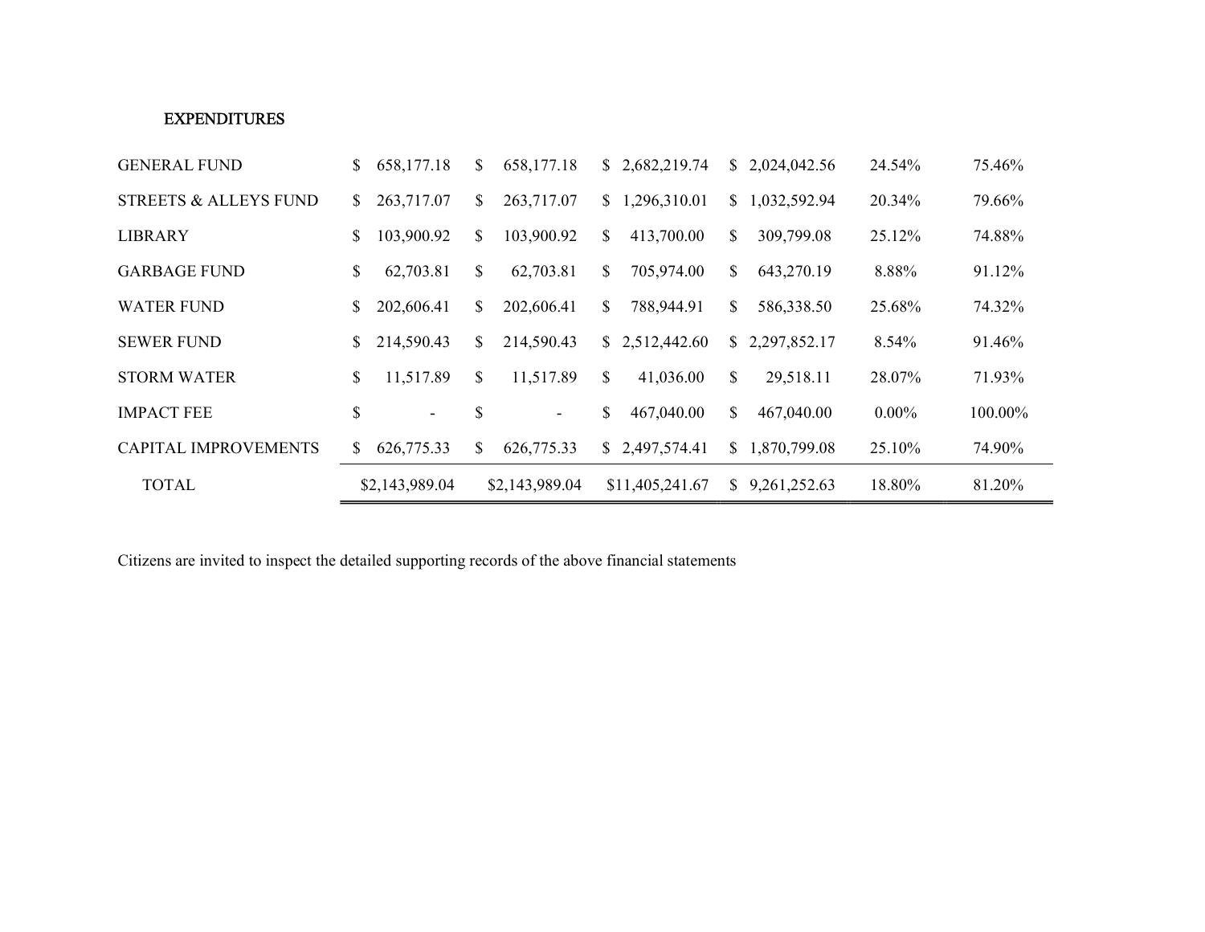## EXPENDITURES

| | | | | | | |
|---|---|---|---|---|---|---|
| GENERAL FUND | $ 658,177.18 | $ 658,177.18 | $ 2,682,219.74 | $ 2,024,042.56 | 24.54% | 75.46% |
| STREETS & ALLEYS FUND | $ 263,717.07 | $ 263,717.07 | $ 1,296,310.01 | $ 1,032,592.94 | 20.34% | 79.66% |
| LIBRARY | $ 103,900.92 | $ 103,900.92 | $ 413,700.00 | $ 309,799.08 | 25.12% | 74.88% |
| GARBAGE FUND | $ 62,703.81 | $ 62,703.81 | $ 705,974.00 | $ 643,270.19 | 8.88% | 91.12% |
| WATER FUND | $ 202,606.41 | $ 202,606.41 | $ 788,944.91 | $ 586,338.50 | 25.68% | 74.32% |
| SEWER FUND | $ 214,590.43 | $ 214,590.43 | $ 2,512,442.60 | $ 2,297,852.17 | 8.54% | 91.46% |
| STORM WATER | $ 11,517.89 | $ 11,517.89 | $ 41,036.00 | $ 29,518.11 | 28.07% | 71.93% |
| IMPACT FEE | $ - | $ - | $ 467,040.00 | $ 467,040.00 | 0.00% | 100.00% |
| CAPITAL IMPROVEMENTS | $ 626,775.33 | $ 626,775.33 | $ 2,497,574.41 | $ 1,870,799.08 | 25.10% | 74.90% |
| TOTAL | $2,143,989.04 | $2,143,989.04 | $11,405,241.67 | $ 9,261,252.63 | 18.80% | 81.20% |

Citizens are invited to inspect the detailed supporting records of the above financial statements